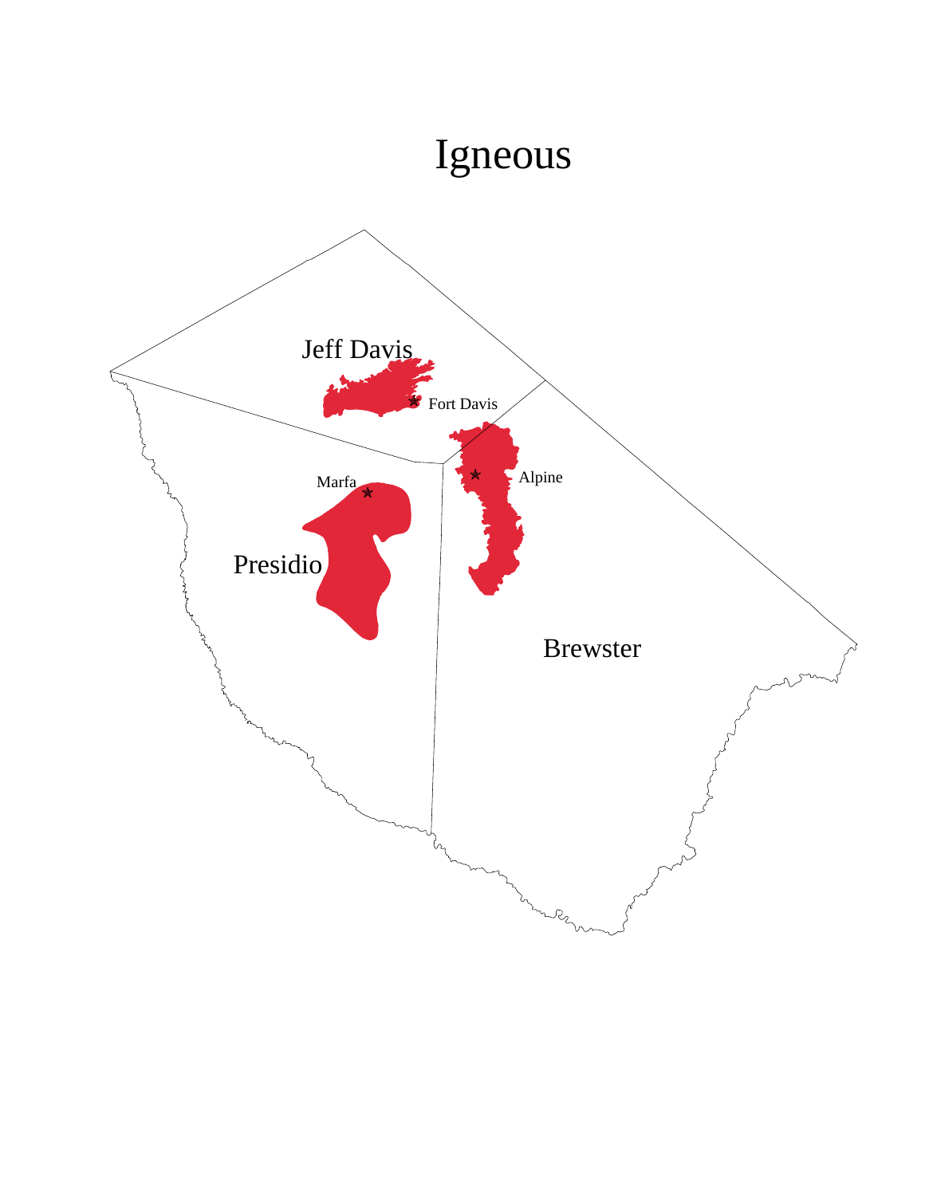# Igneous

Jeff Davis

Fort Davis

Marfa

Alpine

Presidio

Brewster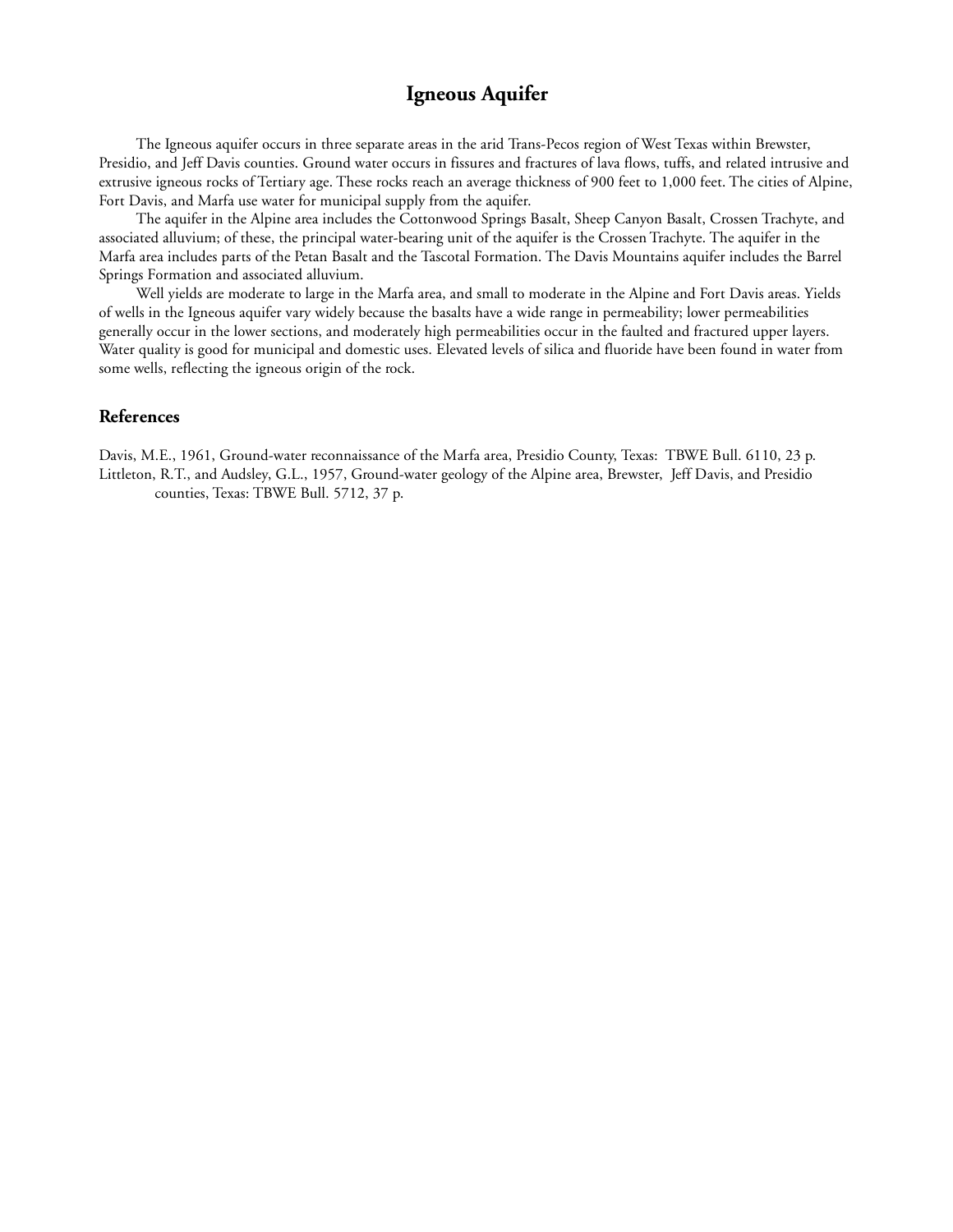# Igneous Aquifer

The Igneous aquifer occurs in three separate areas in the arid Trans-Pecos region of West Texas within Brewster, Presidio, and Jeff Davis counties. Ground water occurs in fissures and fractures of lava flows, tuffs, and related intrusive and extrusive igneous rocks of Tertiary age. These rocks reach an average thickness of 900 feet to 1,000 feet. The cities of Alpine, Fort Davis, and Marfa use water for municipal supply from the aquifer.

The aquifer in the Alpine area includes the Cottonwood Springs Basalt, Sheep Canyon Basalt, Crossen Trachyte, and associated alluvium; of these, the principal water-bearing unit of the aquifer is the Crossen Trachyte. The aquifer in the Marfa area includes parts of the Petan Basalt and the Tascotal Formation. The Davis Mountains aquifer includes the Barrel Springs Formation and associated alluvium.

Well yields are moderate to large in the Marfa area, and small to moderate in the Alpine and Fort Davis areas. Yields of wells in the Igneous aquifer vary widely because the basalts have a wide range in permeability; lower permeabilities generally occur in the lower sections, and moderately high permeabilities occur in the faulted and fractured upper layers. Water quality is good for municipal and domestic uses. Elevated levels of silica and fluoride have been found in water from some wells, reflecting the igneous origin of the rock.

## References

Davis, M.E., 1961, Ground-water reconnaissance of the Marfa area, Presidio County, Texas: TBWE Bull. 6110, 23 p.

Littleton, R.T., and Audsley, G.L., 1957, Ground-water geology of the Alpine area, Brewster, Jeff Davis, and Presidio counties, Texas: TBWE Bull. 5712, 37 p.